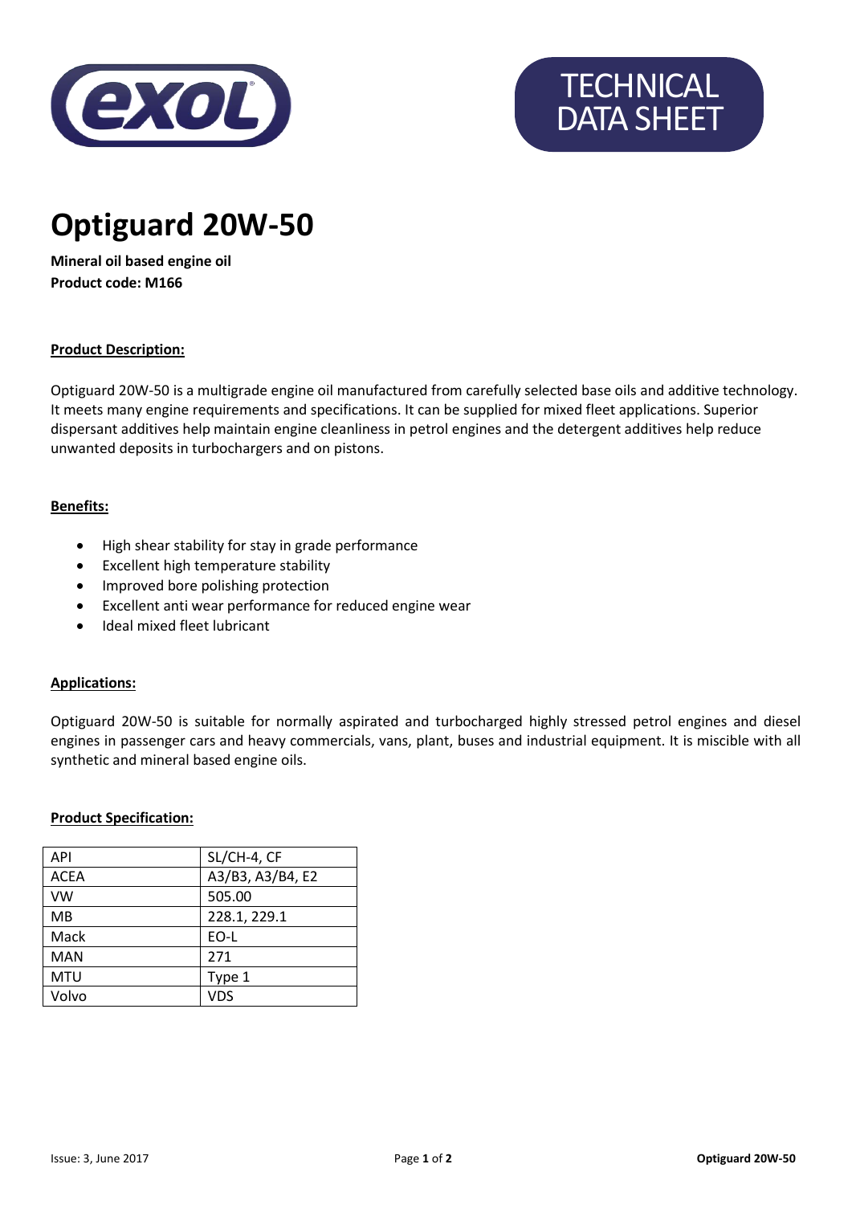TECHNICAL DATA SHEET

# Optiguard 20W-50

**Mineral oil based engine oil**
**Product code: M166**

## Product Description:

Optiguard 20W-50 is a multigrade engine oil manufactured from carefully selected base oils and additive technology. It meets many engine requirements and specifications. It can be supplied for mixed fleet applications. Superior dispersant additives help maintain engine cleanliness in petrol engines and the detergent additives help reduce unwanted deposits in turbochargers and on pistons.

## Benefits:

- High shear stability for stay in grade performance
- Excellent high temperature stability
- Improved bore polishing protection
- Excellent anti wear performance for reduced engine wear
- Ideal mixed fleet lubricant

## Applications:

Optiguard 20W-50 is suitable for normally aspirated and turbocharged highly stressed petrol engines and diesel engines in passenger cars and heavy commercials, vans, plant, buses and industrial equipment. It is miscible with all synthetic and mineral based engine oils.

## Product Specification:

| API | SL/CH-4, CF |
|---|---|
| ACEA | A3/B3, A3/B4, E2 |
| VW | 505.00 |
| MB | 228.1, 229.1 |
| Mack | EO-L |
| MAN | 271 |
| MTU | Type 1 |
| Volvo | VDS |

Issue: 3, June 2017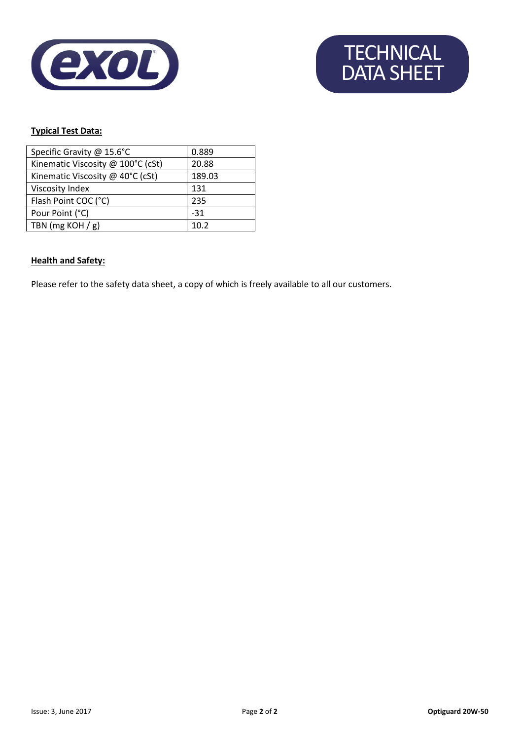**Typical Test Data:**

| | |
|---|---|
| Specific Gravity @ 15.6°C | 0.889 |
| Kinematic Viscosity @ 100°C (cSt) | 20.88 |
| Kinematic Viscosity @ 40°C (cSt) | 189.03 |
| Viscosity Index | 131 |
| Flash Point COC (°C) | 235 |
| Pour Point (°C) | -31 |
| TBN (mg KOH / g) | 10.2 |

**Health and Safety:**

Please refer to the safety data sheet, a copy of which is freely available to all our customers.